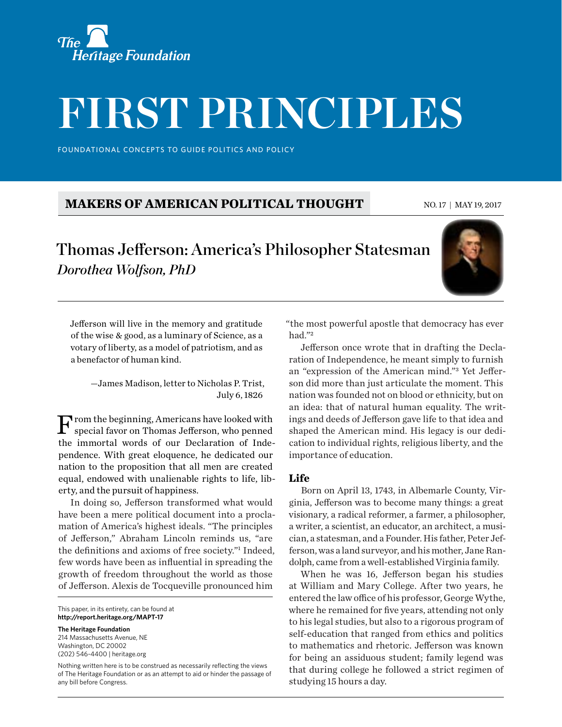The Heritage Foundation

# FIRST PRINCIPLES

FOUNDATIONAL CONCEPTS TO GUIDE POLITICS AND POLICY

**MAKERS OF AMERICAN POLITICAL THOUGHT**

NO. 17 | MAY 19, 2017

## Thomas Jefferson: America's Philosopher Statesman

*Dorothea Wolfson, PhD*

> Jefferson will live in the memory and gratitude of the wise & good, as a luminary of Science, as a votary of liberty, as a model of patriotism, and as a benefactor of human kind.
>
> —James Madison, letter to Nicholas P. Trist, July 6, 1826

From the beginning, Americans have looked with special favor on Thomas Jefferson, who penned the immortal words of our Declaration of Independence. With great eloquence, he dedicated our nation to the proposition that all men are created equal, endowed with unalienable rights to life, liberty, and the pursuit of happiness.

In doing so, Jefferson transformed what would have been a mere political document into a proclamation of America's highest ideals. "The principles of Jefferson," Abraham Lincoln reminds us, "are the definitions and axioms of free society."[1] Indeed, few words have been as influential in spreading the growth of freedom throughout the world as those of Jefferson. Alexis de Tocqueville pronounced him "the most powerful apostle that democracy has ever had."[2]

Jefferson once wrote that in drafting the Declaration of Independence, he meant simply to furnish an "expression of the American mind."[3] Yet Jefferson did more than just articulate the moment. This nation was founded not on blood or ethnicity, but on an idea: that of natural human equality. The writings and deeds of Jefferson gave life to that idea and shaped the American mind. His legacy is our dedication to individual rights, religious liberty, and the importance of education.

### Life

Born on April 13, 1743, in Albemarle County, Virginia, Jefferson was to become many things: a great visionary, a radical reformer, a farmer, a philosopher, a writer, a scientist, an educator, an architect, a musician, a statesman, and a Founder. His father, Peter Jefferson, was a land surveyor, and his mother, Jane Randolph, came from a well-established Virginia family.

When he was 16, Jefferson began his studies at William and Mary College. After two years, he entered the law office of his professor, George Wythe, where he remained for five years, attending not only to his legal studies, but also to a rigorous program of self-education that ranged from ethics and politics to mathematics and rhetoric. Jefferson was known for being an assiduous student; family legend was that during college he followed a strict regimen of studying 15 hours a day.

This paper, in its entirety, can be found at **http://report.heritage.org/MAPT-17**

**The Heritage Foundation**
214 Massachusetts Avenue, NE
Washington, DC 20002
(202) 546-4400 | heritage.org

Nothing written here is to be construed as necessarily reflecting the views of The Heritage Foundation or as an attempt to aid or hinder the passage of any bill before Congress.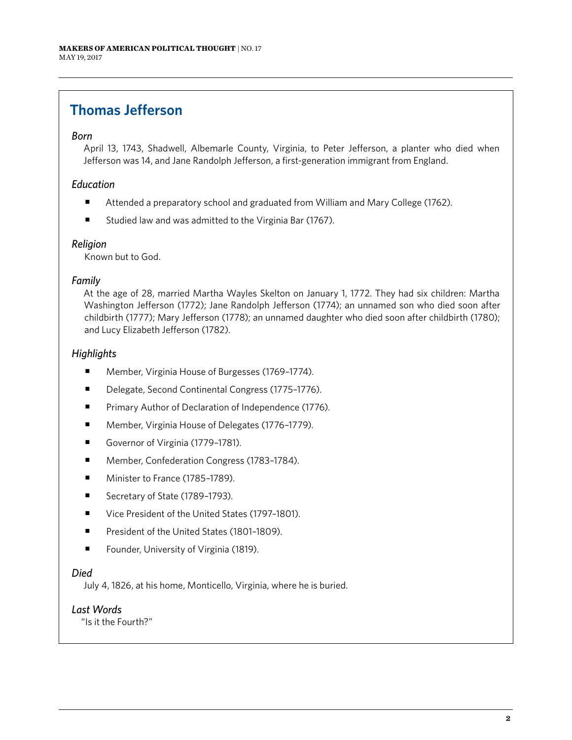## Thomas Jefferson

*Born*

April 13, 1743, Shadwell, Albemarle County, Virginia, to Peter Jefferson, a planter who died when Jefferson was 14, and Jane Randolph Jefferson, a first-generation immigrant from England.

*Education*

- Attended a preparatory school and graduated from William and Mary College (1762).
- Studied law and was admitted to the Virginia Bar (1767).

*Religion*

Known but to God.

*Family*

At the age of 28, married Martha Wayles Skelton on January 1, 1772. They had six children: Martha Washington Jefferson (1772); Jane Randolph Jefferson (1774); an unnamed son who died soon after childbirth (1777); Mary Jefferson (1778); an unnamed daughter who died soon after childbirth (1780); and Lucy Elizabeth Jefferson (1782).

*Highlights*

- Member, Virginia House of Burgesses (1769–1774).
- Delegate, Second Continental Congress (1775–1776).
- Primary Author of Declaration of Independence (1776).
- Member, Virginia House of Delegates (1776–1779).
- Governor of Virginia (1779–1781).
- Member, Confederation Congress (1783–1784).
- Minister to France (1785–1789).
- Secretary of State (1789–1793).
- Vice President of the United States (1797–1801).
- President of the United States (1801–1809).
- Founder, University of Virginia (1819).

*Died*

July 4, 1826, at his home, Monticello, Virginia, where he is buried.

*Last Words*

"Is it the Fourth?"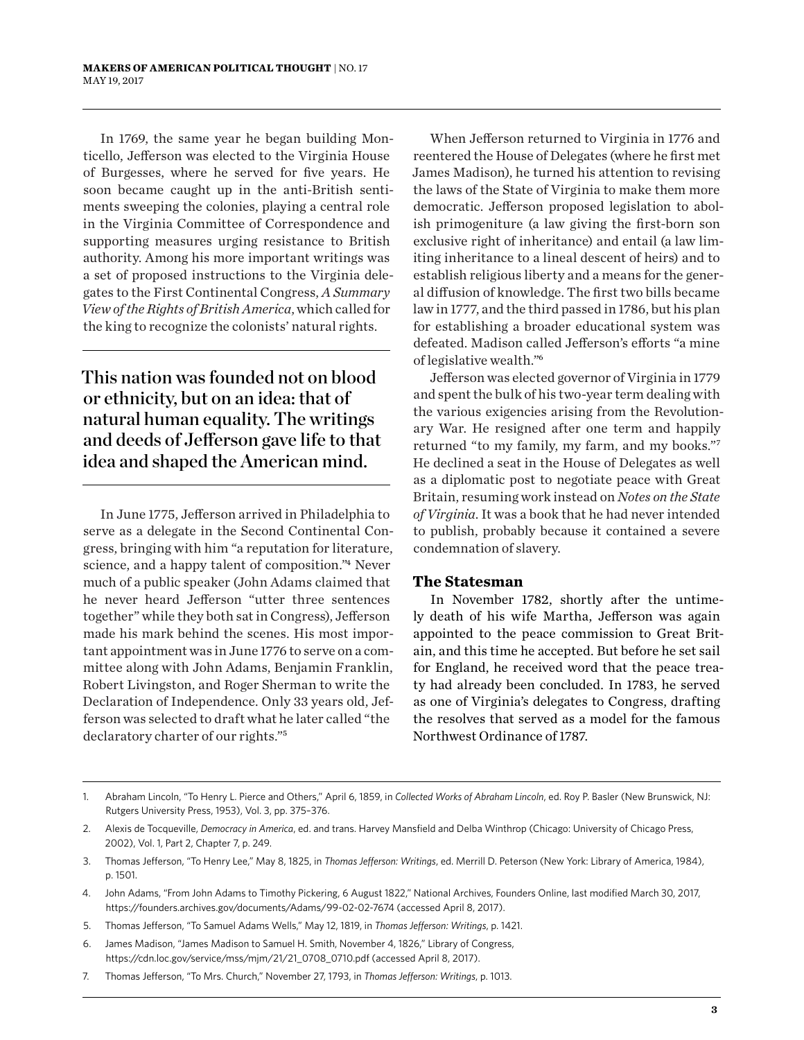In 1769, the same year he began building Monticello, Jefferson was elected to the Virginia House of Burgesses, where he served for five years. He soon became caught up in the anti-British sentiments sweeping the colonies, playing a central role in the Virginia Committee of Correspondence and supporting measures urging resistance to British authority. Among his more important writings was a set of proposed instructions to the Virginia delegates to the First Continental Congress, *A Summary View of the Rights of British America*, which called for the king to recognize the colonists' natural rights.

> This nation was founded not on blood or ethnicity, but on an idea: that of natural human equality. The writings and deeds of Jefferson gave life to that idea and shaped the American mind.

In June 1775, Jefferson arrived in Philadelphia to serve as a delegate in the Second Continental Congress, bringing with him "a reputation for literature, science, and a happy talent of composition."[4] Never much of a public speaker (John Adams claimed that he never heard Jefferson "utter three sentences together" while they both sat in Congress), Jefferson made his mark behind the scenes. His most important appointment was in June 1776 to serve on a committee along with John Adams, Benjamin Franklin, Robert Livingston, and Roger Sherman to write the Declaration of Independence. Only 33 years old, Jefferson was selected to draft what he later called "the declaratory charter of our rights."[5]

When Jefferson returned to Virginia in 1776 and reentered the House of Delegates (where he first met James Madison), he turned his attention to revising the laws of the State of Virginia to make them more democratic. Jefferson proposed legislation to abolish primogeniture (a law giving the first-born son exclusive right of inheritance) and entail (a law limiting inheritance to a lineal descent of heirs) and to establish religious liberty and a means for the general diffusion of knowledge. The first two bills became law in 1777, and the third passed in 1786, but his plan for establishing a broader educational system was defeated. Madison called Jefferson's efforts "a mine of legislative wealth."[6]

Jefferson was elected governor of Virginia in 1779 and spent the bulk of his two-year term dealing with the various exigencies arising from the Revolutionary War. He resigned after one term and happily returned "to my family, my farm, and my books."[7] He declined a seat in the House of Delegates as well as a diplomatic post to negotiate peace with Great Britain, resuming work instead on *Notes on the State of Virginia*. It was a book that he had never intended to publish, probably because it contained a severe condemnation of slavery.

### The Statesman

In November 1782, shortly after the untimely death of his wife Martha, Jefferson was again appointed to the peace commission to Great Britain, and this time he accepted. But before he set sail for England, he received word that the peace treaty had already been concluded. In 1783, he served as one of Virginia's delegates to Congress, drafting the resolves that served as a model for the famous Northwest Ordinance of 1787.

---

1. Abraham Lincoln, "To Henry L. Pierce and Others," April 6, 1859, in *Collected Works of Abraham Lincoln*, ed. Roy P. Basler (New Brunswick, NJ: Rutgers University Press, 1953), Vol. 3, pp. 375–376.
2. Alexis de Tocqueville, *Democracy in America*, ed. and trans. Harvey Mansfield and Delba Winthrop (Chicago: University of Chicago Press, 2002), Vol. 1, Part 2, Chapter 7, p. 249.
3. Thomas Jefferson, "To Henry Lee," May 8, 1825, in *Thomas Jefferson: Writings*, ed. Merrill D. Peterson (New York: Library of America, 1984), p. 1501.
4. John Adams, "From John Adams to Timothy Pickering, 6 August 1822," National Archives, Founders Online, last modified March 30, 2017, https://founders.archives.gov/documents/Adams/99-02-02-7674 (accessed April 8, 2017).
5. Thomas Jefferson, "To Samuel Adams Wells," May 12, 1819, in *Thomas Jefferson: Writings*, p. 1421.
6. James Madison, "James Madison to Samuel H. Smith, November 4, 1826," Library of Congress, https://cdn.loc.gov/service/mss/mjm/21/21_0708_0710.pdf (accessed April 8, 2017).
7. Thomas Jefferson, "To Mrs. Church," November 27, 1793, in *Thomas Jefferson: Writings*, p. 1013.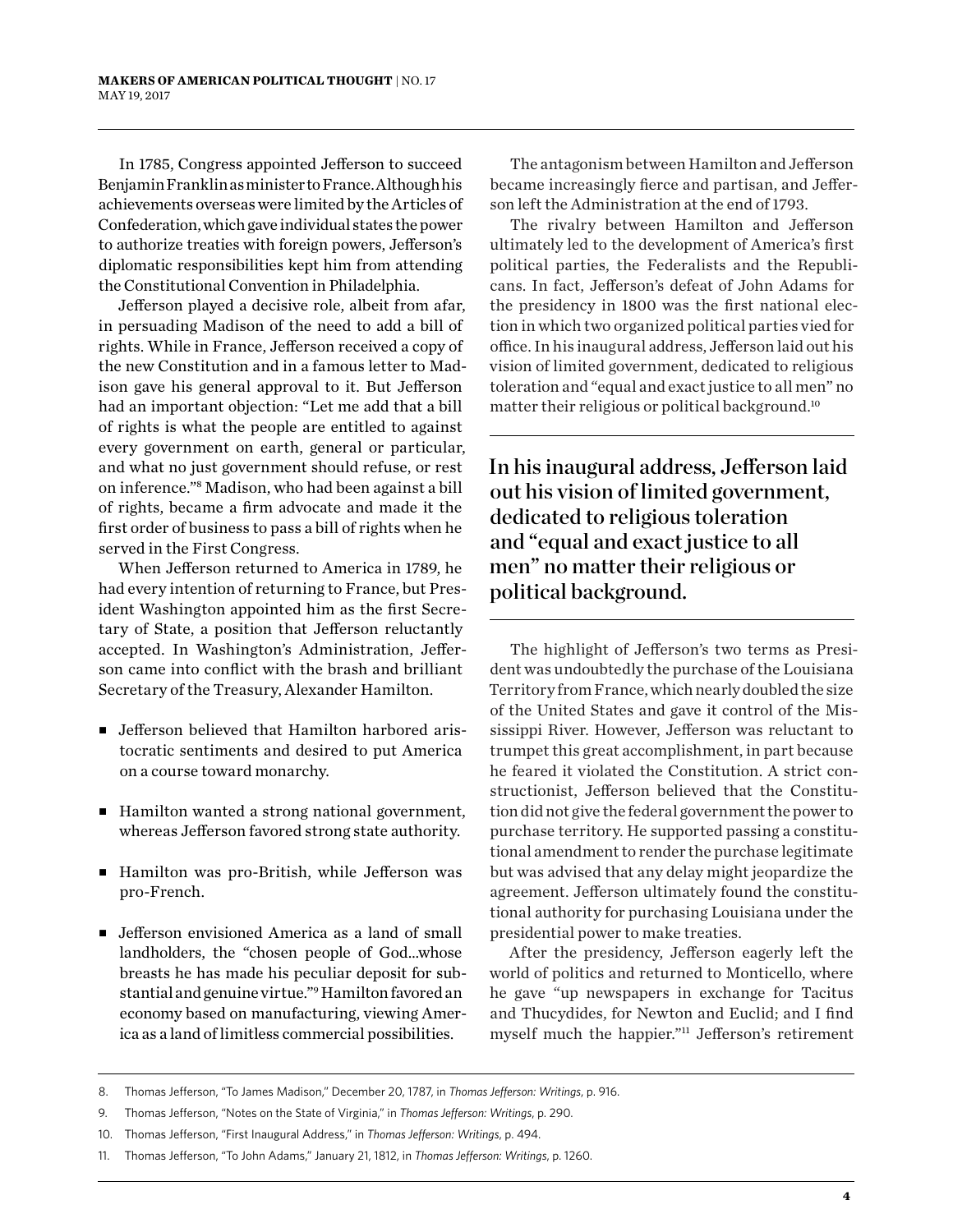In 1785, Congress appointed Jefferson to succeed Benjamin Franklin as minister to France. Although his achievements overseas were limited by the Articles of Confederation, which gave individual states the power to authorize treaties with foreign powers, Jefferson's diplomatic responsibilities kept him from attending the Constitutional Convention in Philadelphia.

Jefferson played a decisive role, albeit from afar, in persuading Madison of the need to add a bill of rights. While in France, Jefferson received a copy of the new Constitution and in a famous letter to Madison gave his general approval to it. But Jefferson had an important objection: "Let me add that a bill of rights is what the people are entitled to against every government on earth, general or particular, and what no just government should refuse, or rest on inference."[8] Madison, who had been against a bill of rights, became a firm advocate and made it the first order of business to pass a bill of rights when he served in the First Congress.

When Jefferson returned to America in 1789, he had every intention of returning to France, but President Washington appointed him as the first Secretary of State, a position that Jefferson reluctantly accepted. In Washington's Administration, Jefferson came into conflict with the brash and brilliant Secretary of the Treasury, Alexander Hamilton.

- Jefferson believed that Hamilton harbored aristocratic sentiments and desired to put America on a course toward monarchy.
- Hamilton wanted a strong national government, whereas Jefferson favored strong state authority.
- Hamilton was pro-British, while Jefferson was pro-French.
- Jefferson envisioned America as a land of small landholders, the "chosen people of God...whose breasts he has made his peculiar deposit for substantial and genuine virtue."[9] Hamilton favored an economy based on manufacturing, viewing America as a land of limitless commercial possibilities.

The antagonism between Hamilton and Jefferson became increasingly fierce and partisan, and Jefferson left the Administration at the end of 1793.

The rivalry between Hamilton and Jefferson ultimately led to the development of America's first political parties, the Federalists and the Republicans. In fact, Jefferson's defeat of John Adams for the presidency in 1800 was the first national election in which two organized political parties vied for office. In his inaugural address, Jefferson laid out his vision of limited government, dedicated to religious toleration and "equal and exact justice to all men" no matter their religious or political background.[10]

> In his inaugural address, Jefferson laid out his vision of limited government, dedicated to religious toleration and "equal and exact justice to all men" no matter their religious or political background.

The highlight of Jefferson's two terms as President was undoubtedly the purchase of the Louisiana Territory from France, which nearly doubled the size of the United States and gave it control of the Mississippi River. However, Jefferson was reluctant to trumpet this great accomplishment, in part because he feared it violated the Constitution. A strict constructionist, Jefferson believed that the Constitution did not give the federal government the power to purchase territory. He supported passing a constitutional amendment to render the purchase legitimate but was advised that any delay might jeopardize the agreement. Jefferson ultimately found the constitutional authority for purchasing Louisiana under the presidential power to make treaties.

After the presidency, Jefferson eagerly left the world of politics and returned to Monticello, where he gave "up newspapers in exchange for Tacitus and Thucydides, for Newton and Euclid; and I find myself much the happier."[11] Jefferson's retirement

---

8. Thomas Jefferson, "To James Madison," December 20, 1787, in *Thomas Jefferson: Writings*, p. 916.
9. Thomas Jefferson, "Notes on the State of Virginia," in *Thomas Jefferson: Writings*, p. 290.
10. Thomas Jefferson, "First Inaugural Address," in *Thomas Jefferson: Writings*, p. 494.
11. Thomas Jefferson, "To John Adams," January 21, 1812, in *Thomas Jefferson: Writings*, p. 1260.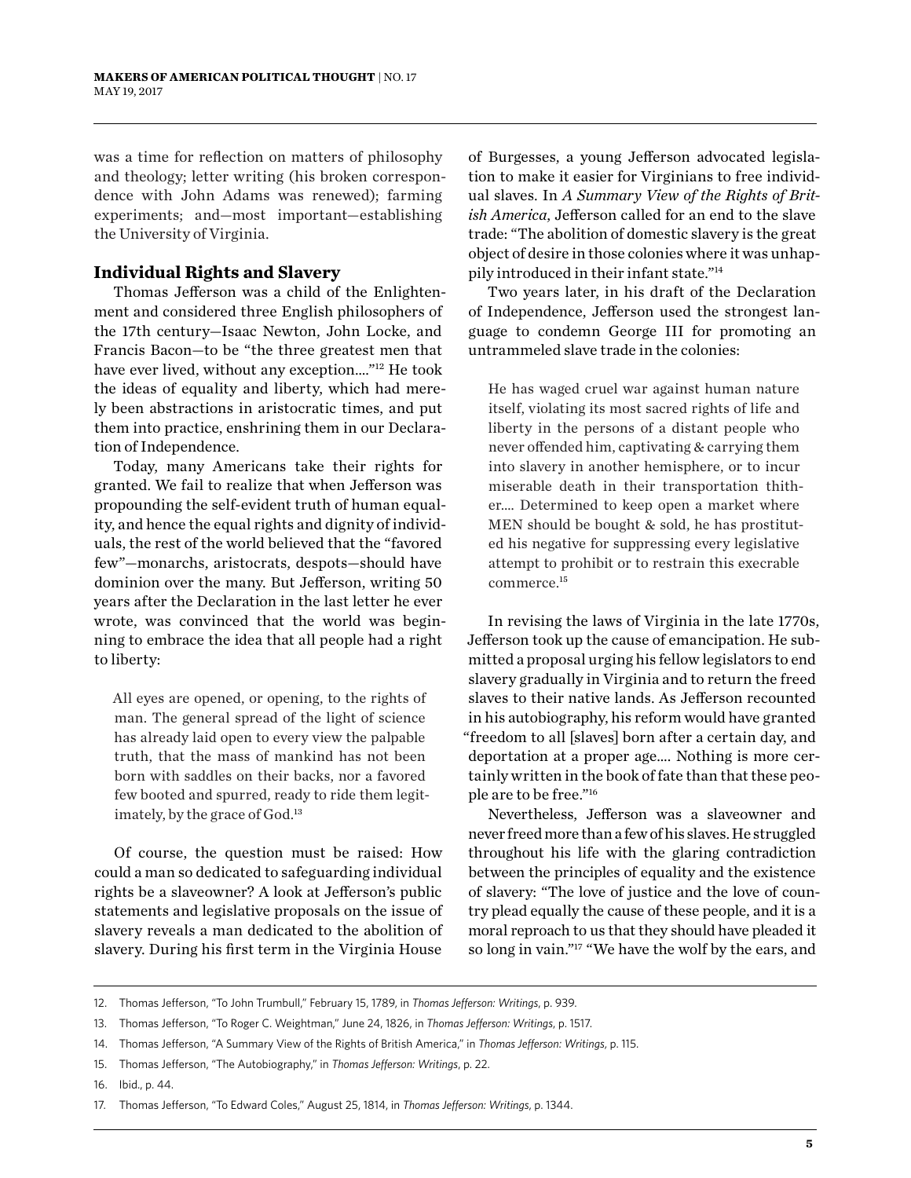was a time for reflection on matters of philosophy and theology; letter writing (his broken correspondence with John Adams was renewed); farming experiments; and—most important—establishing the University of Virginia.

## Individual Rights and Slavery

Thomas Jefferson was a child of the Enlightenment and considered three English philosophers of the 17th century—Isaac Newton, John Locke, and Francis Bacon—to be "the three greatest men that have ever lived, without any exception…."[12] He took the ideas of equality and liberty, which had merely been abstractions in aristocratic times, and put them into practice, enshrining them in our Declaration of Independence.

Today, many Americans take their rights for granted. We fail to realize that when Jefferson was propounding the self-evident truth of human equality, and hence the equal rights and dignity of individuals, the rest of the world believed that the "favored few"—monarchs, aristocrats, despots—should have dominion over the many. But Jefferson, writing 50 years after the Declaration in the last letter he ever wrote, was convinced that the world was beginning to embrace the idea that all people had a right to liberty:

> All eyes are opened, or opening, to the rights of man. The general spread of the light of science has already laid open to every view the palpable truth, that the mass of mankind has not been born with saddles on their backs, nor a favored few booted and spurred, ready to ride them legitimately, by the grace of God.[13]

Of course, the question must be raised: How could a man so dedicated to safeguarding individual rights be a slaveowner? A look at Jefferson's public statements and legislative proposals on the issue of slavery reveals a man dedicated to the abolition of slavery. During his first term in the Virginia House of Burgesses, a young Jefferson advocated legislation to make it easier for Virginians to free individual slaves. In *A Summary View of the Rights of British America*, Jefferson called for an end to the slave trade: "The abolition of domestic slavery is the great object of desire in those colonies where it was unhappily introduced in their infant state."[14]

Two years later, in his draft of the Declaration of Independence, Jefferson used the strongest language to condemn George III for promoting an untrammeled slave trade in the colonies:

> He has waged cruel war against human nature itself, violating its most sacred rights of life and liberty in the persons of a distant people who never offended him, captivating & carrying them into slavery in another hemisphere, or to incur miserable death in their transportation thither.… Determined to keep open a market where MEN should be bought & sold, he has prostituted his negative for suppressing every legislative attempt to prohibit or to restrain this execrable commerce.[15]

In revising the laws of Virginia in the late 1770s, Jefferson took up the cause of emancipation. He submitted a proposal urging his fellow legislators to end slavery gradually in Virginia and to return the freed slaves to their native lands. As Jefferson recounted in his autobiography, his reform would have granted "freedom to all [slaves] born after a certain day, and deportation at a proper age.… Nothing is more certainly written in the book of fate than that these people are to be free."[16]

Nevertheless, Jefferson was a slaveowner and never freed more than a few of his slaves. He struggled throughout his life with the glaring contradiction between the principles of equality and the existence of slavery: "The love of justice and the love of country plead equally the cause of these people, and it is a moral reproach to us that they should have pleaded it so long in vain."[17] "We have the wolf by the ears, and

---

12. Thomas Jefferson, "To John Trumbull," February 15, 1789, in *Thomas Jefferson: Writings*, p. 939.
13. Thomas Jefferson, "To Roger C. Weightman," June 24, 1826, in *Thomas Jefferson: Writings*, p. 1517.
14. Thomas Jefferson, "A Summary View of the Rights of British America," in *Thomas Jefferson: Writings*, p. 115.
15. Thomas Jefferson, "The Autobiography," in *Thomas Jefferson: Writings*, p. 22.
16. Ibid., p. 44.
17. Thomas Jefferson, "To Edward Coles," August 25, 1814, in *Thomas Jefferson: Writings*, p. 1344.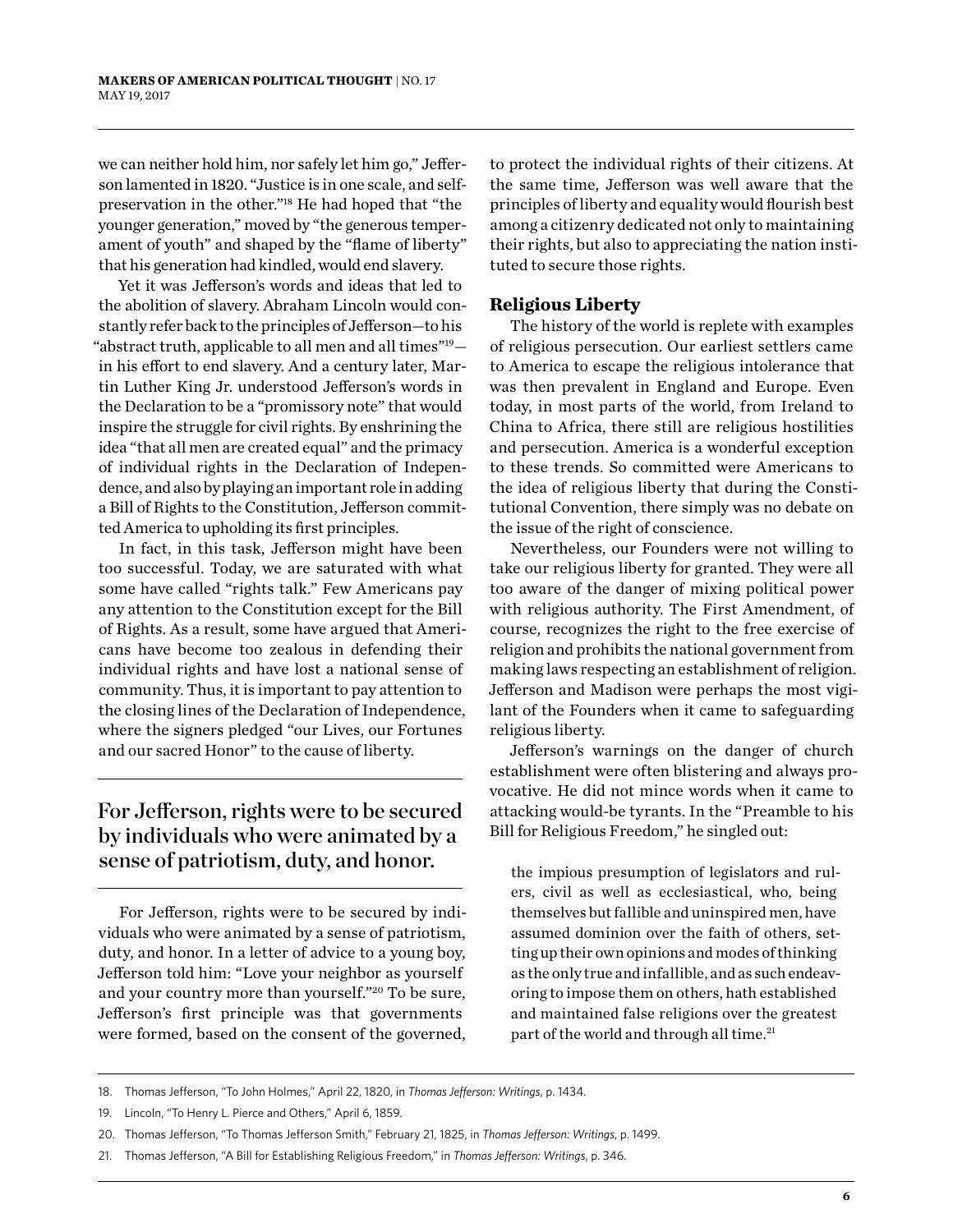we can neither hold him, nor safely let him go," Jefferson lamented in 1820. "Justice is in one scale, and self-preservation in the other."[18] He had hoped that "the younger generation," moved by "the generous temperament of youth" and shaped by the "flame of liberty" that his generation had kindled, would end slavery.

Yet it was Jefferson's words and ideas that led to the abolition of slavery. Abraham Lincoln would constantly refer back to the principles of Jefferson—to his "abstract truth, applicable to all men and all times"[19]—in his effort to end slavery. And a century later, Martin Luther King Jr. understood Jefferson's words in the Declaration to be a "promissory note" that would inspire the struggle for civil rights. By enshrining the idea "that all men are created equal" and the primacy of individual rights in the Declaration of Independence, and also by playing an important role in adding a Bill of Rights to the Constitution, Jefferson committed America to upholding its first principles.

In fact, in this task, Jefferson might have been too successful. Today, we are saturated with what some have called "rights talk." Few Americans pay any attention to the Constitution except for the Bill of Rights. As a result, some have argued that Americans have become too zealous in defending their individual rights and have lost a national sense of community. Thus, it is important to pay attention to the closing lines of the Declaration of Independence, where the signers pledged "our Lives, our Fortunes and our sacred Honor" to the cause of liberty.

> For Jefferson, rights were to be secured by individuals who were animated by a sense of patriotism, duty, and honor.

For Jefferson, rights were to be secured by individuals who were animated by a sense of patriotism, duty, and honor. In a letter of advice to a young boy, Jefferson told him: "Love your neighbor as yourself and your country more than yourself."[20] To be sure, Jefferson's first principle was that governments were formed, based on the consent of the governed, to protect the individual rights of their citizens. At the same time, Jefferson was well aware that the principles of liberty and equality would flourish best among a citizenry dedicated not only to maintaining their rights, but also to appreciating the nation instituted to secure those rights.

### Religious Liberty

The history of the world is replete with examples of religious persecution. Our earliest settlers came to America to escape the religious intolerance that was then prevalent in England and Europe. Even today, in most parts of the world, from Ireland to China to Africa, there still are religious hostilities and persecution. America is a wonderful exception to these trends. So committed were Americans to the idea of religious liberty that during the Constitutional Convention, there simply was no debate on the issue of the right of conscience.

Nevertheless, our Founders were not willing to take our religious liberty for granted. They were all too aware of the danger of mixing political power with religious authority. The First Amendment, of course, recognizes the right to the free exercise of religion and prohibits the national government from making laws respecting an establishment of religion. Jefferson and Madison were perhaps the most vigilant of the Founders when it came to safeguarding religious liberty.

Jefferson's warnings on the danger of church establishment were often blistering and always provocative. He did not mince words when it came to attacking would-be tyrants. In the "Preamble to his Bill for Religious Freedom," he singled out:

> the impious presumption of legislators and rulers, civil as well as ecclesiastical, who, being themselves but fallible and uninspired men, have assumed dominion over the faith of others, setting up their own opinions and modes of thinking as the only true and infallible, and as such endeavoring to impose them on others, hath established and maintained false religions over the greatest part of the world and through all time.[21]

---

18. Thomas Jefferson, "To John Holmes," April 22, 1820, in *Thomas Jefferson: Writings*, p. 1434.
19. Lincoln, "To Henry L. Pierce and Others," April 6, 1859.
20. Thomas Jefferson, "To Thomas Jefferson Smith," February 21, 1825, in *Thomas Jefferson: Writings*, p. 1499.
21. Thomas Jefferson, "A Bill for Establishing Religious Freedom," in *Thomas Jefferson: Writings*, p. 346.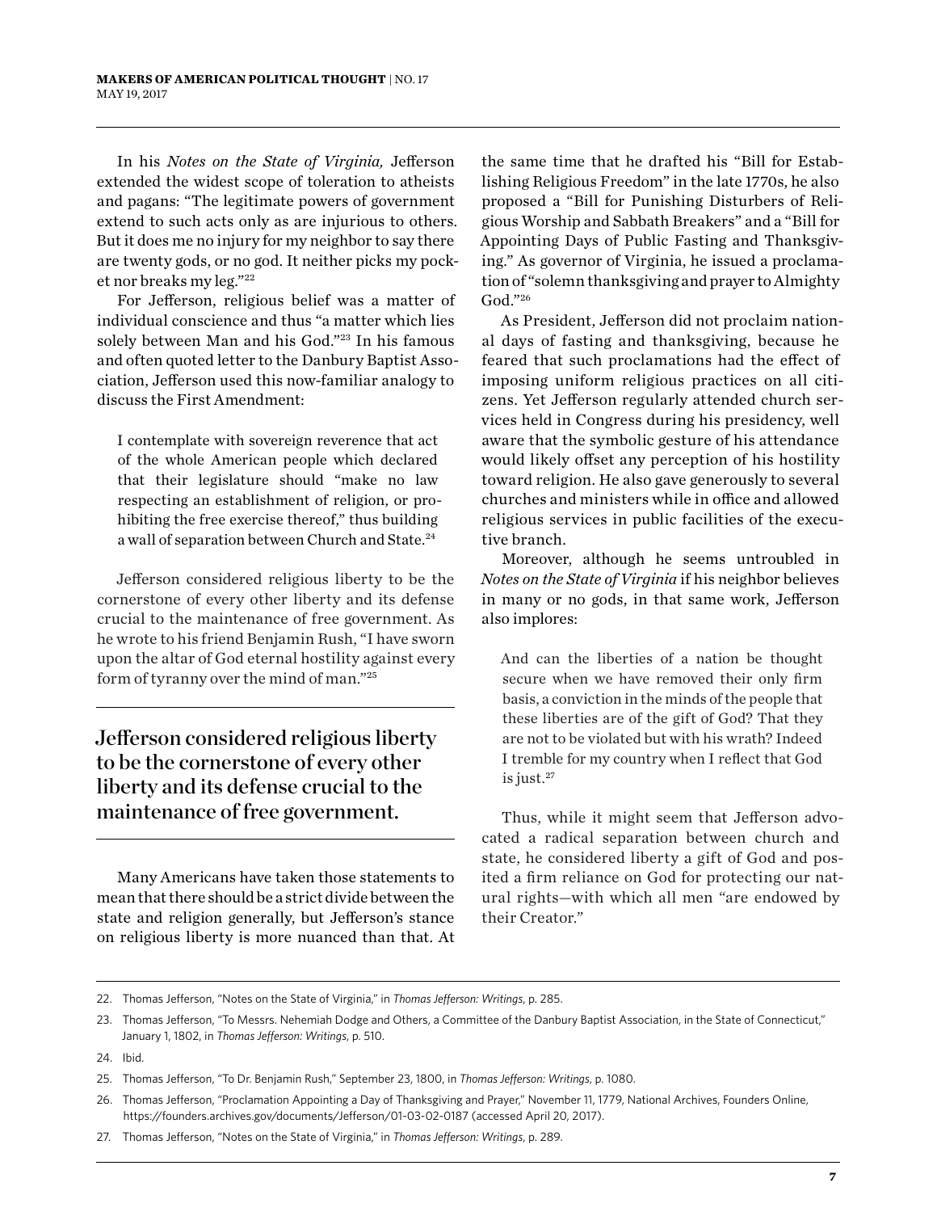In his *Notes on the State of Virginia,* Jefferson extended the widest scope of toleration to atheists and pagans: "The legitimate powers of government extend to such acts only as are injurious to others. But it does me no injury for my neighbor to say there are twenty gods, or no god. It neither picks my pocket nor breaks my leg."[22]

For Jefferson, religious belief was a matter of individual conscience and thus "a matter which lies solely between Man and his God."[23] In his famous and often quoted letter to the Danbury Baptist Association, Jefferson used this now-familiar analogy to discuss the First Amendment:

> I contemplate with sovereign reverence that act of the whole American people which declared that their legislature should "make no law respecting an establishment of religion, or prohibiting the free exercise thereof," thus building a wall of separation between Church and State.[24]

Jefferson considered religious liberty to be the cornerstone of every other liberty and its defense crucial to the maintenance of free government. As he wrote to his friend Benjamin Rush, "I have sworn upon the altar of God eternal hostility against every form of tyranny over the mind of man."[25]

> **Jefferson considered religious liberty to be the cornerstone of every other liberty and its defense crucial to the maintenance of free government.**

Many Americans have taken those statements to mean that there should be a strict divide between the state and religion generally, but Jefferson's stance on religious liberty is more nuanced than that. At the same time that he drafted his "Bill for Establishing Religious Freedom" in the late 1770s, he also proposed a "Bill for Punishing Disturbers of Religious Worship and Sabbath Breakers" and a "Bill for Appointing Days of Public Fasting and Thanksgiving." As governor of Virginia, he issued a proclamation of "solemn thanksgiving and prayer to Almighty God."[26]

As President, Jefferson did not proclaim national days of fasting and thanksgiving, because he feared that such proclamations had the effect of imposing uniform religious practices on all citizens. Yet Jefferson regularly attended church services held in Congress during his presidency, well aware that the symbolic gesture of his attendance would likely offset any perception of his hostility toward religion. He also gave generously to several churches and ministers while in office and allowed religious services in public facilities of the executive branch.

Moreover, although he seems untroubled in *Notes on the State of Virginia* if his neighbor believes in many or no gods, in that same work, Jefferson also implores:

> And can the liberties of a nation be thought secure when we have removed their only firm basis, a conviction in the minds of the people that these liberties are of the gift of God? That they are not to be violated but with his wrath? Indeed I tremble for my country when I reflect that God is just.[27]

Thus, while it might seem that Jefferson advocated a radical separation between church and state, he considered liberty a gift of God and posited a firm reliance on God for protecting our natural rights—with which all men "are endowed by their Creator."

---

22. Thomas Jefferson, "Notes on the State of Virginia," in *Thomas Jefferson: Writings*, p. 285.
23. Thomas Jefferson, "To Messrs. Nehemiah Dodge and Others, a Committee of the Danbury Baptist Association, in the State of Connecticut," January 1, 1802, in *Thomas Jefferson: Writings*, p. 510.
24. Ibid.
25. Thomas Jefferson, "To Dr. Benjamin Rush," September 23, 1800, in *Thomas Jefferson: Writings*, p. 1080.
26. Thomas Jefferson, "Proclamation Appointing a Day of Thanksgiving and Prayer," November 11, 1779, National Archives, Founders Online, https://founders.archives.gov/documents/Jefferson/01-03-02-0187 (accessed April 20, 2017).
27. Thomas Jefferson, "Notes on the State of Virginia," in *Thomas Jefferson: Writings*, p. 289.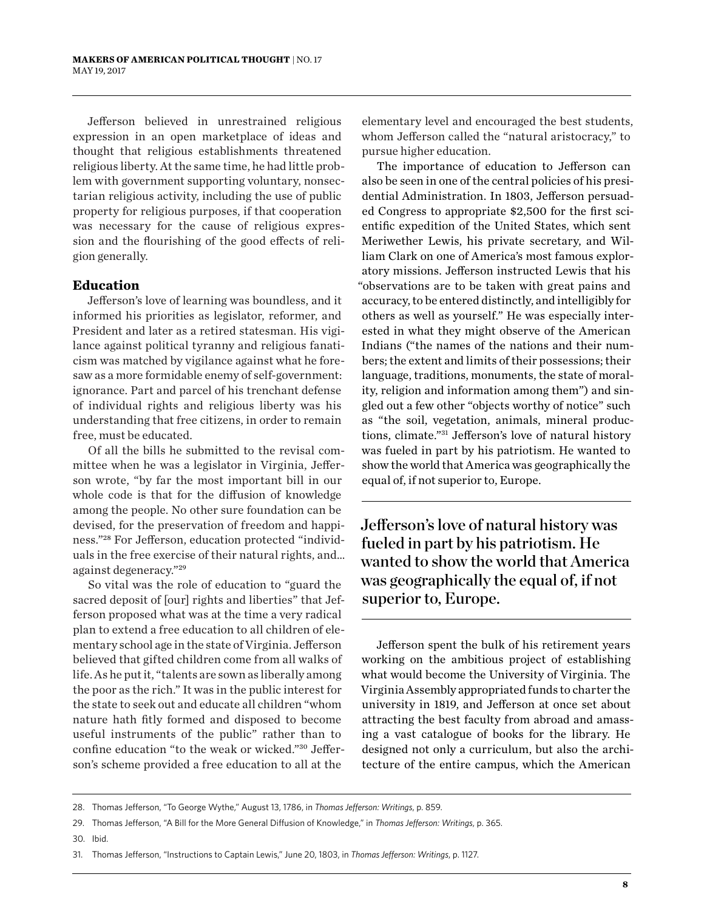Jefferson believed in unrestrained religious expression in an open marketplace of ideas and thought that religious establishments threatened religious liberty. At the same time, he had little problem with government supporting voluntary, nonsectarian religious activity, including the use of public property for religious purposes, if that cooperation was necessary for the cause of religious expression and the flourishing of the good effects of religion generally.

### Education

Jefferson's love of learning was boundless, and it informed his priorities as legislator, reformer, and President and later as a retired statesman. His vigilance against political tyranny and religious fanaticism was matched by vigilance against what he foresaw as a more formidable enemy of self-government: ignorance. Part and parcel of his trenchant defense of individual rights and religious liberty was his understanding that free citizens, in order to remain free, must be educated.

Of all the bills he submitted to the revisal committee when he was a legislator in Virginia, Jefferson wrote, "by far the most important bill in our whole code is that for the diffusion of knowledge among the people. No other sure foundation can be devised, for the preservation of freedom and happiness."[28] For Jefferson, education protected "individuals in the free exercise of their natural rights, and… against degeneracy."[29]

So vital was the role of education to "guard the sacred deposit of [our] rights and liberties" that Jefferson proposed what was at the time a very radical plan to extend a free education to all children of elementary school age in the state of Virginia. Jefferson believed that gifted children come from all walks of life. As he put it, "talents are sown as liberally among the poor as the rich." It was in the public interest for the state to seek out and educate all children "whom nature hath fitly formed and disposed to become useful instruments of the public" rather than to confine education "to the weak or wicked."[30] Jefferson's scheme provided a free education to all at the elementary level and encouraged the best students, whom Jefferson called the "natural aristocracy," to pursue higher education.

The importance of education to Jefferson can also be seen in one of the central policies of his presidential Administration. In 1803, Jefferson persuaded Congress to appropriate $2,500 for the first scientific expedition of the United States, which sent Meriwether Lewis, his private secretary, and William Clark on one of America's most famous exploratory missions. Jefferson instructed Lewis that his "observations are to be taken with great pains and accuracy, to be entered distinctly, and intelligibly for others as well as yourself." He was especially interested in what they might observe of the American Indians ("the names of the nations and their numbers; the extent and limits of their possessions; their language, traditions, monuments, the state of morality, religion and information among them") and singled out a few other "objects worthy of notice" such as "the soil, vegetation, animals, mineral productions, climate."[31] Jefferson's love of natural history was fueled in part by his patriotism. He wanted to show the world that America was geographically the equal of, if not superior to, Europe.

> Jefferson's love of natural history was fueled in part by his patriotism. He wanted to show the world that America was geographically the equal of, if not superior to, Europe.

Jefferson spent the bulk of his retirement years working on the ambitious project of establishing what would become the University of Virginia. The Virginia Assembly appropriated funds to charter the university in 1819, and Jefferson at once set about attracting the best faculty from abroad and amassing a vast catalogue of books for the library. He designed not only a curriculum, but also the architecture of the entire campus, which the American

---

28. Thomas Jefferson, "To George Wythe," August 13, 1786, in *Thomas Jefferson: Writings*, p. 859.
29. Thomas Jefferson, "A Bill for the More General Diffusion of Knowledge," in *Thomas Jefferson: Writings*, p. 365.
30. Ibid.
31. Thomas Jefferson, "Instructions to Captain Lewis," June 20, 1803, in *Thomas Jefferson: Writings*, p. 1127.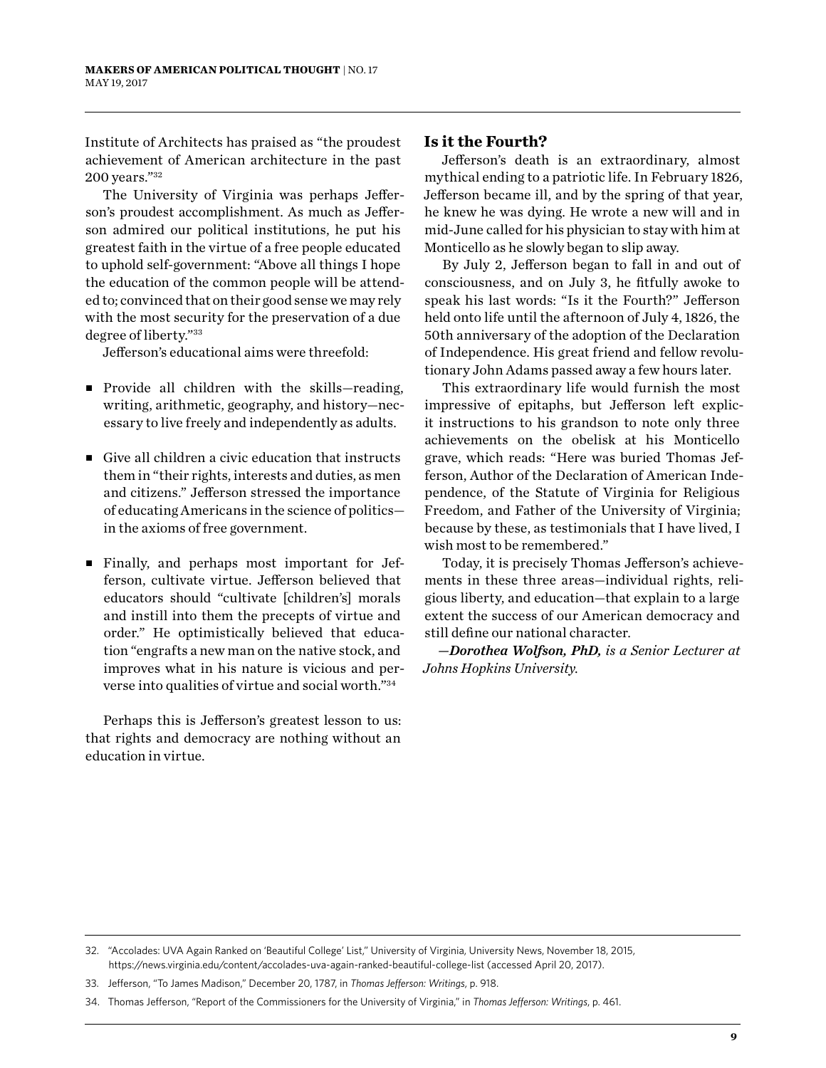Institute of Architects has praised as "the proudest achievement of American architecture in the past 200 years."[32]

The University of Virginia was perhaps Jefferson's proudest accomplishment. As much as Jefferson admired our political institutions, he put his greatest faith in the virtue of a free people educated to uphold self-government: "Above all things I hope the education of the common people will be attended to; convinced that on their good sense we may rely with the most security for the preservation of a due degree of liberty."[33]

Jefferson's educational aims were threefold:

- Provide all children with the skills—reading, writing, arithmetic, geography, and history—necessary to live freely and independently as adults.
- Give all children a civic education that instructs them in "their rights, interests and duties, as men and citizens." Jefferson stressed the importance of educating Americans in the science of politics—in the axioms of free government.
- Finally, and perhaps most important for Jefferson, cultivate virtue. Jefferson believed that educators should "cultivate [children's] morals and instill into them the precepts of virtue and order." He optimistically believed that education "engrafts a new man on the native stock, and improves what in his nature is vicious and perverse into qualities of virtue and social worth."[34]

Perhaps this is Jefferson's greatest lesson to us: that rights and democracy are nothing without an education in virtue.

## Is it the Fourth?

Jefferson's death is an extraordinary, almost mythical ending to a patriotic life. In February 1826, Jefferson became ill, and by the spring of that year, he knew he was dying. He wrote a new will and in mid-June called for his physician to stay with him at Monticello as he slowly began to slip away.

By July 2, Jefferson began to fall in and out of consciousness, and on July 3, he fitfully awoke to speak his last words: "Is it the Fourth?" Jefferson held onto life until the afternoon of July 4, 1826, the 50th anniversary of the adoption of the Declaration of Independence. His great friend and fellow revolutionary John Adams passed away a few hours later.

This extraordinary life would furnish the most impressive of epitaphs, but Jefferson left explicit instructions to his grandson to note only three achievements on the obelisk at his Monticello grave, which reads: "Here was buried Thomas Jefferson, Author of the Declaration of American Independence, of the Statute of Virginia for Religious Freedom, and Father of the University of Virginia; because by these, as testimonials that I have lived, I wish most to be remembered."

Today, it is precisely Thomas Jefferson's achievements in these three areas—individual rights, religious liberty, and education—that explain to a large extent the success of our American democracy and still define our national character.

—***Dorothea Wolfson, PhD,*** *is a Senior Lecturer at Johns Hopkins University.*

---

32. "Accolades: UVA Again Ranked on 'Beautiful College' List," University of Virginia, University News, November 18, 2015, https://news.virginia.edu/content/accolades-uva-again-ranked-beautiful-college-list (accessed April 20, 2017).
33. Jefferson, "To James Madison," December 20, 1787, in *Thomas Jefferson: Writings*, p. 918.
34. Thomas Jefferson, "Report of the Commissioners for the University of Virginia," in *Thomas Jefferson: Writings*, p. 461.